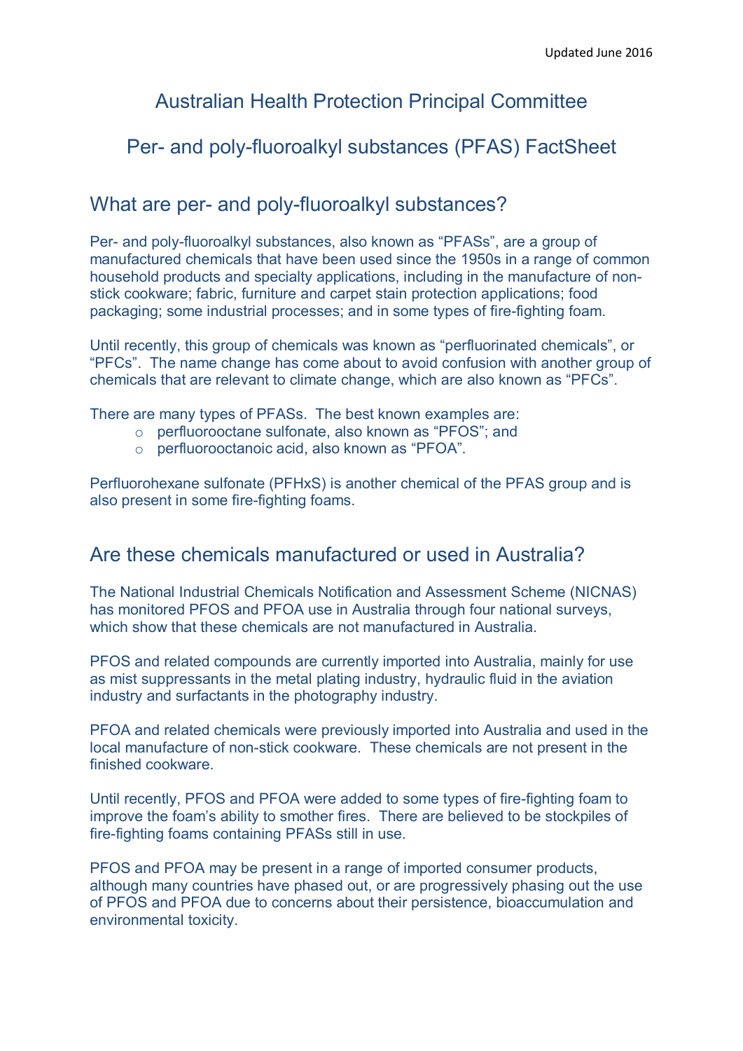Updated June 2016

# Australian Health Protection Principal Committee

# Per- and poly-fluoroalkyl substances (PFAS) FactSheet

## What are per- and poly-fluoroalkyl substances?

Per- and poly-fluoroalkyl substances, also known as “PFASs”, are a group of manufactured chemicals that have been used since the 1950s in a range of common household products and specialty applications, including in the manufacture of non-stick cookware; fabric, furniture and carpet stain protection applications; food packaging; some industrial processes; and in some types of fire-fighting foam.

Until recently, this group of chemicals was known as “perfluorinated chemicals”, or “PFCs”. The name change has come about to avoid confusion with another group of chemicals that are relevant to climate change, which are also known as “PFCs”.

There are many types of PFASs. The best known examples are:

- perfluorooctane sulfonate, also known as “PFOS”; and
- perfluorooctanoic acid, also known as “PFOA”.

Perfluorohexane sulfonate (PFHxS) is another chemical of the PFAS group and is also present in some fire-fighting foams.

## Are these chemicals manufactured or used in Australia?

The National Industrial Chemicals Notification and Assessment Scheme (NICNAS) has monitored PFOS and PFOA use in Australia through four national surveys, which show that these chemicals are not manufactured in Australia.

PFOS and related compounds are currently imported into Australia, mainly for use as mist suppressants in the metal plating industry, hydraulic fluid in the aviation industry and surfactants in the photography industry.

PFOA and related chemicals were previously imported into Australia and used in the local manufacture of non-stick cookware. These chemicals are not present in the finished cookware.

Until recently, PFOS and PFOA were added to some types of fire-fighting foam to improve the foam’s ability to smother fires. There are believed to be stockpiles of fire-fighting foams containing PFASs still in use.

PFOS and PFOA may be present in a range of imported consumer products, although many countries have phased out, or are progressively phasing out the use of PFOS and PFOA due to concerns about their persistence, bioaccumulation and environmental toxicity.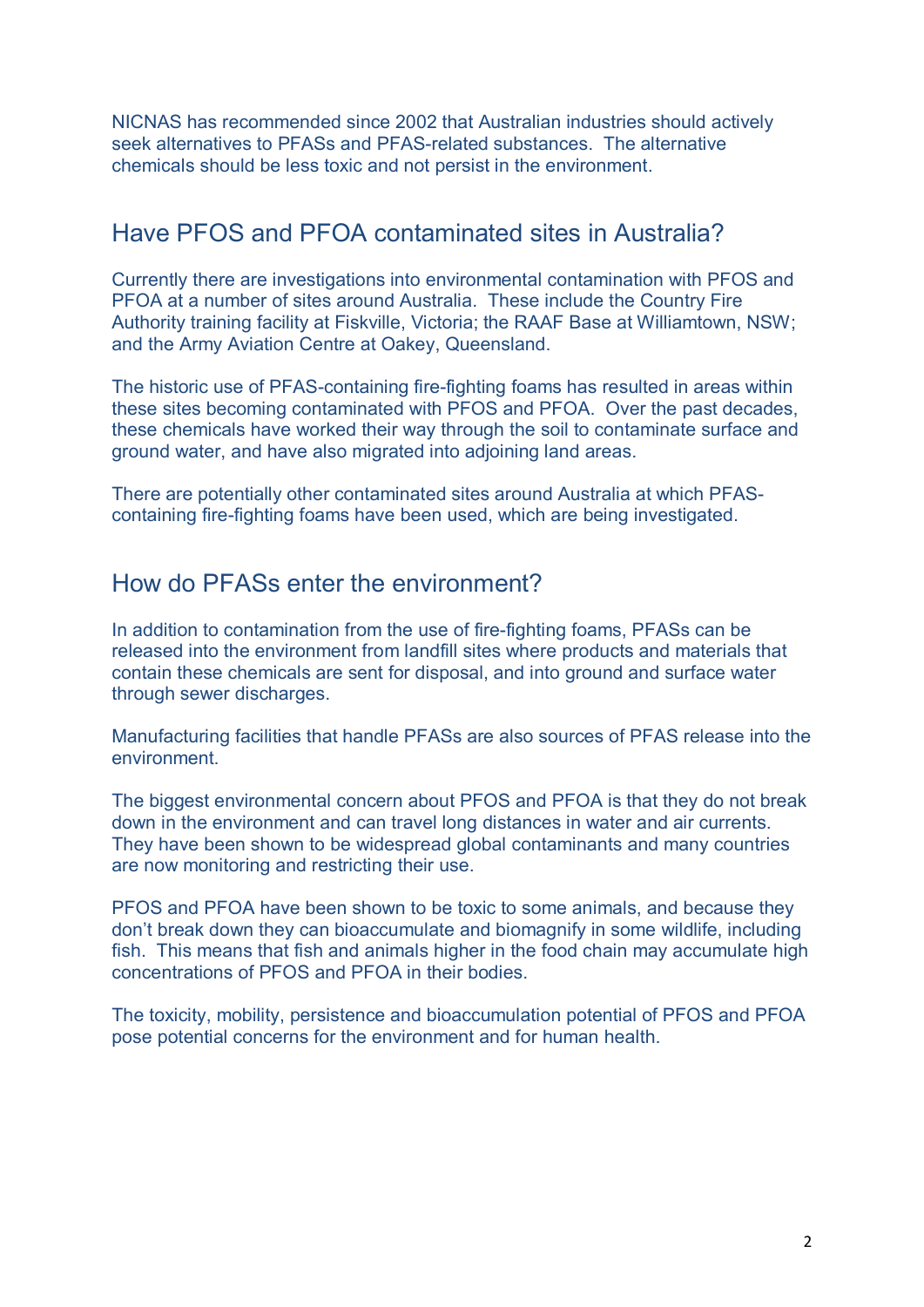NICNAS has recommended since 2002 that Australian industries should actively seek alternatives to PFASs and PFAS-related substances. The alternative chemicals should be less toxic and not persist in the environment.

## Have PFOS and PFOA contaminated sites in Australia?

Currently there are investigations into environmental contamination with PFOS and PFOA at a number of sites around Australia. These include the Country Fire Authority training facility at Fiskville, Victoria; the RAAF Base at Williamtown, NSW; and the Army Aviation Centre at Oakey, Queensland.

The historic use of PFAS-containing fire-fighting foams has resulted in areas within these sites becoming contaminated with PFOS and PFOA. Over the past decades, these chemicals have worked their way through the soil to contaminate surface and ground water, and have also migrated into adjoining land areas.

There are potentially other contaminated sites around Australia at which PFAS-containing fire-fighting foams have been used, which are being investigated.

## How do PFASs enter the environment?

In addition to contamination from the use of fire-fighting foams, PFASs can be released into the environment from landfill sites where products and materials that contain these chemicals are sent for disposal, and into ground and surface water through sewer discharges.

Manufacturing facilities that handle PFASs are also sources of PFAS release into the environment.

The biggest environmental concern about PFOS and PFOA is that they do not break down in the environment and can travel long distances in water and air currents. They have been shown to be widespread global contaminants and many countries are now monitoring and restricting their use.

PFOS and PFOA have been shown to be toxic to some animals, and because they don't break down they can bioaccumulate and biomagnify in some wildlife, including fish. This means that fish and animals higher in the food chain may accumulate high concentrations of PFOS and PFOA in their bodies.

The toxicity, mobility, persistence and bioaccumulation potential of PFOS and PFOA pose potential concerns for the environment and for human health.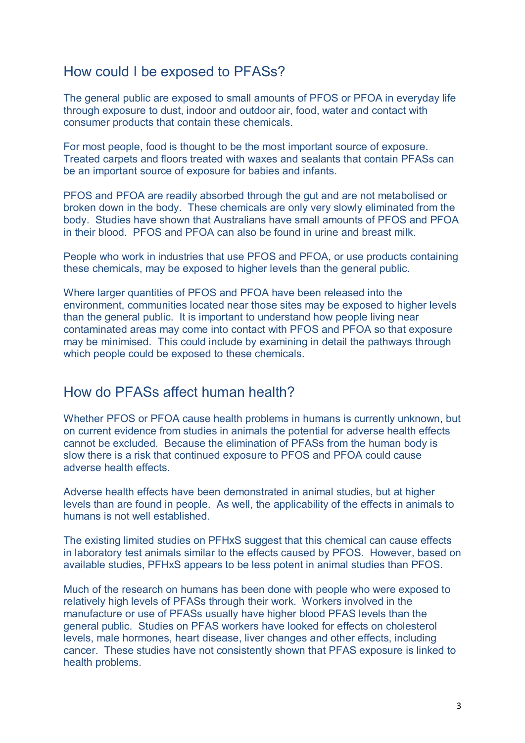## How could I be exposed to PFASs?

The general public are exposed to small amounts of PFOS or PFOA in everyday life through exposure to dust, indoor and outdoor air, food, water and contact with consumer products that contain these chemicals.

For most people, food is thought to be the most important source of exposure. Treated carpets and floors treated with waxes and sealants that contain PFASs can be an important source of exposure for babies and infants.

PFOS and PFOA are readily absorbed through the gut and are not metabolised or broken down in the body. These chemicals are only very slowly eliminated from the body. Studies have shown that Australians have small amounts of PFOS and PFOA in their blood. PFOS and PFOA can also be found in urine and breast milk.

People who work in industries that use PFOS and PFOA, or use products containing these chemicals, may be exposed to higher levels than the general public.

Where larger quantities of PFOS and PFOA have been released into the environment, communities located near those sites may be exposed to higher levels than the general public. It is important to understand how people living near contaminated areas may come into contact with PFOS and PFOA so that exposure may be minimised. This could include by examining in detail the pathways through which people could be exposed to these chemicals.

## How do PFASs affect human health?

Whether PFOS or PFOA cause health problems in humans is currently unknown, but on current evidence from studies in animals the potential for adverse health effects cannot be excluded. Because the elimination of PFASs from the human body is slow there is a risk that continued exposure to PFOS and PFOA could cause adverse health effects.

Adverse health effects have been demonstrated in animal studies, but at higher levels than are found in people. As well, the applicability of the effects in animals to humans is not well established.

The existing limited studies on PFHxS suggest that this chemical can cause effects in laboratory test animals similar to the effects caused by PFOS. However, based on available studies, PFHxS appears to be less potent in animal studies than PFOS.

Much of the research on humans has been done with people who were exposed to relatively high levels of PFASs through their work. Workers involved in the manufacture or use of PFASs usually have higher blood PFAS levels than the general public. Studies on PFAS workers have looked for effects on cholesterol levels, male hormones, heart disease, liver changes and other effects, including cancer. These studies have not consistently shown that PFAS exposure is linked to health problems.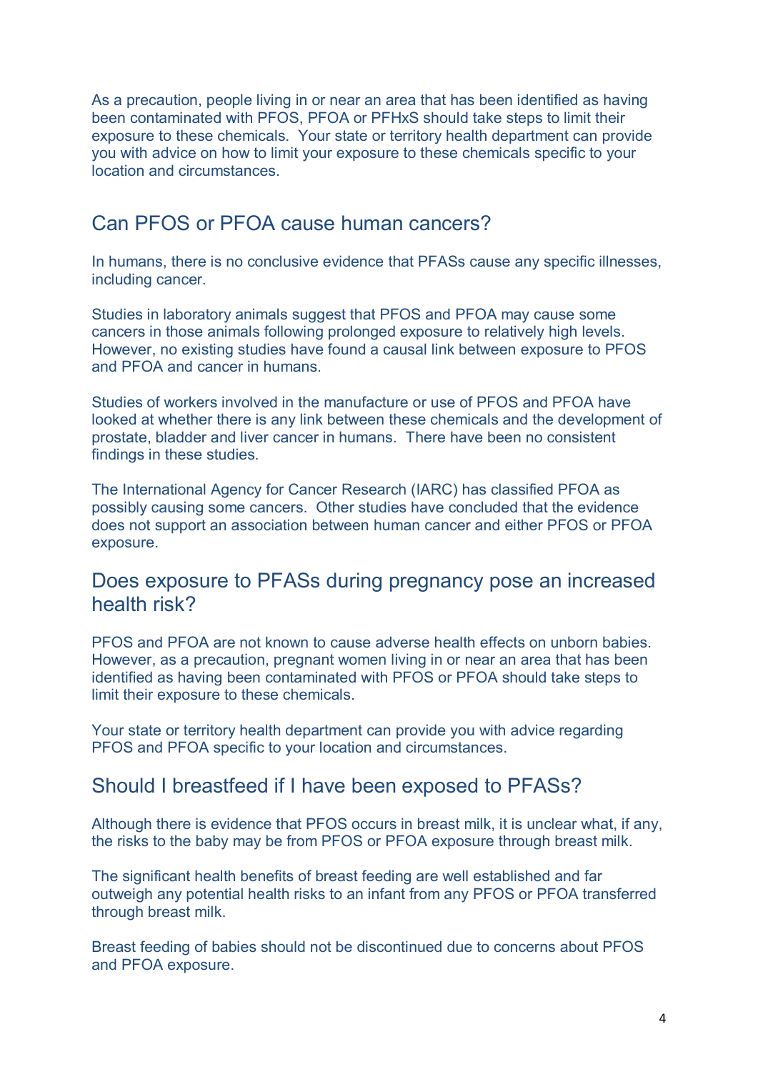As a precaution, people living in or near an area that has been identified as having been contaminated with PFOS, PFOA or PFHxS should take steps to limit their exposure to these chemicals. Your state or territory health department can provide you with advice on how to limit your exposure to these chemicals specific to your location and circumstances.

## Can PFOS or PFOA cause human cancers?

In humans, there is no conclusive evidence that PFASs cause any specific illnesses, including cancer.

Studies in laboratory animals suggest that PFOS and PFOA may cause some cancers in those animals following prolonged exposure to relatively high levels. However, no existing studies have found a causal link between exposure to PFOS and PFOA and cancer in humans.

Studies of workers involved in the manufacture or use of PFOS and PFOA have looked at whether there is any link between these chemicals and the development of prostate, bladder and liver cancer in humans. There have been no consistent findings in these studies.

The International Agency for Cancer Research (IARC) has classified PFOA as possibly causing some cancers. Other studies have concluded that the evidence does not support an association between human cancer and either PFOS or PFOA exposure.

## Does exposure to PFASs during pregnancy pose an increased health risk?

PFOS and PFOA are not known to cause adverse health effects on unborn babies. However, as a precaution, pregnant women living in or near an area that has been identified as having been contaminated with PFOS or PFOA should take steps to limit their exposure to these chemicals.

Your state or territory health department can provide you with advice regarding PFOS and PFOA specific to your location and circumstances.

## Should I breastfeed if I have been exposed to PFASs?

Although there is evidence that PFOS occurs in breast milk, it is unclear what, if any, the risks to the baby may be from PFOS or PFOA exposure through breast milk.

The significant health benefits of breast feeding are well established and far outweigh any potential health risks to an infant from any PFOS or PFOA transferred through breast milk.

Breast feeding of babies should not be discontinued due to concerns about PFOS and PFOA exposure.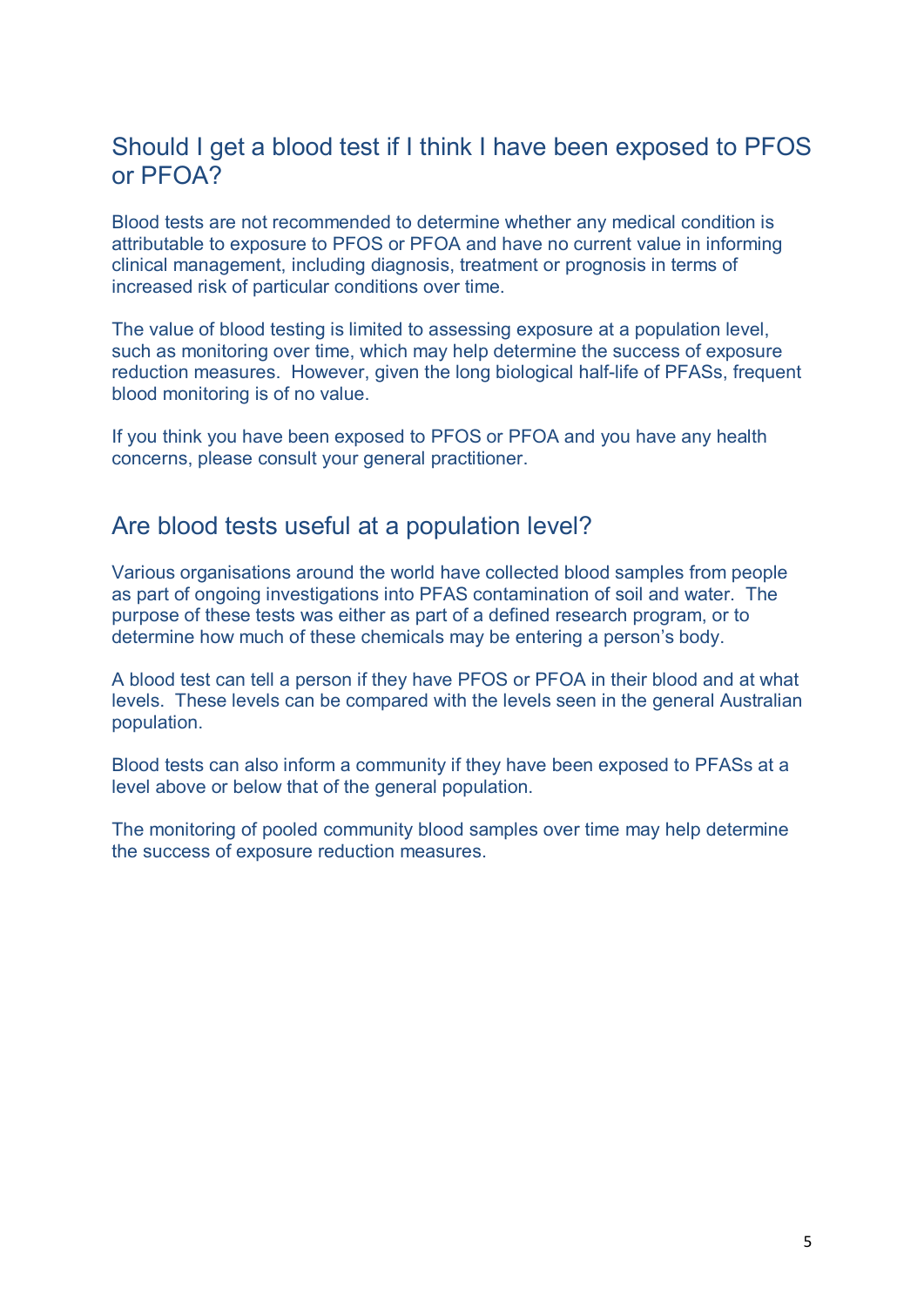## Should I get a blood test if I think I have been exposed to PFOS or PFOA?

Blood tests are not recommended to determine whether any medical condition is attributable to exposure to PFOS or PFOA and have no current value in informing clinical management, including diagnosis, treatment or prognosis in terms of increased risk of particular conditions over time.

The value of blood testing is limited to assessing exposure at a population level, such as monitoring over time, which may help determine the success of exposure reduction measures. However, given the long biological half-life of PFASs, frequent blood monitoring is of no value.

If you think you have been exposed to PFOS or PFOA and you have any health concerns, please consult your general practitioner.

## Are blood tests useful at a population level?

Various organisations around the world have collected blood samples from people as part of ongoing investigations into PFAS contamination of soil and water. The purpose of these tests was either as part of a defined research program, or to determine how much of these chemicals may be entering a person's body.

A blood test can tell a person if they have PFOS or PFOA in their blood and at what levels. These levels can be compared with the levels seen in the general Australian population.

Blood tests can also inform a community if they have been exposed to PFASs at a level above or below that of the general population.

The monitoring of pooled community blood samples over time may help determine the success of exposure reduction measures.